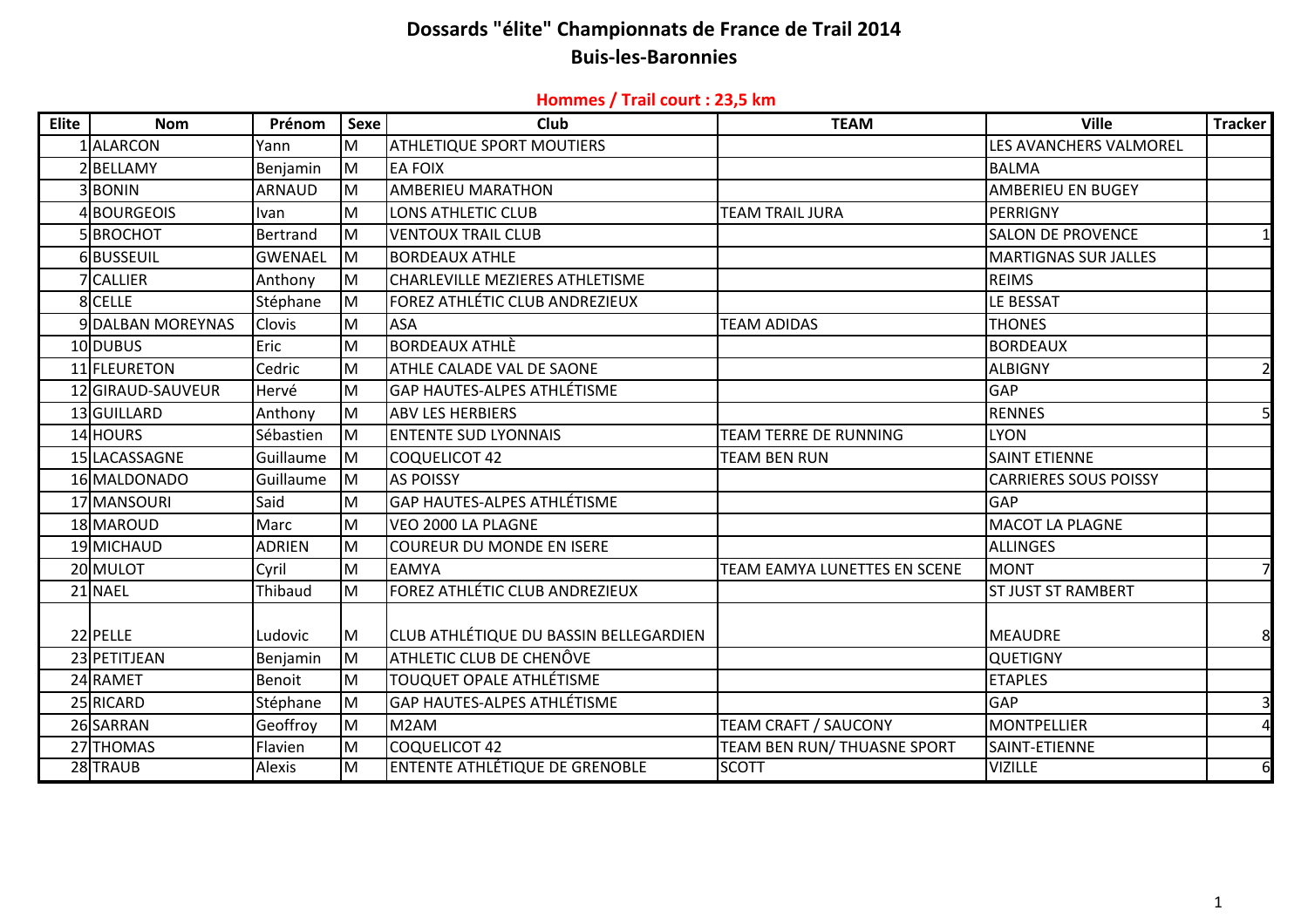# Dossards "élite" Championnats de France de Trail 2014
## Buis-les-Baronnies

### Hommes / Trail court : 23,5 km

| Elite | Nom | Prénom | Sexe | Club | TEAM | Ville | Tracker |
|---|---|---|---|---|---|---|---|
| 1 | ALARCON | Yann | M | ATHLETIQUE SPORT MOUTIERS | | LES AVANCHERS VALMOREL | |
| 2 | BELLAMY | Benjamin | M | EA FOIX | | BALMA | |
| 3 | BONIN | ARNAUD | M | AMBERIEU MARATHON | | AMBERIEU EN BUGEY | |
| 4 | BOURGEOIS | Ivan | M | LONS ATHLETIC CLUB | TEAM TRAIL JURA | PERRIGNY | |
| 5 | BROCHOT | Bertrand | M | VENTOUX TRAIL CLUB | | SALON DE PROVENCE | 1 |
| 6 | BUSSEUIL | GWENAEL | M | BORDEAUX ATHLE | | MARTIGNAS SUR JALLES | |
| 7 | CALLIER | Anthony | M | CHARLEVILLE MEZIERES ATHLETISME | | REIMS | |
| 8 | CELLE | Stéphane | M | FOREZ ATHLÉTIC CLUB ANDREZIEUX | | LE BESSAT | |
| 9 | DALBAN MOREYNAS | Clovis | M | ASA | TEAM ADIDAS | THONES | |
| 10 | DUBUS | Eric | M | BORDEAUX ATHLÈ | | BORDEAUX | |
| 11 | FLEURETON | Cedric | M | ATHLE CALADE VAL DE SAONE | | ALBIGNY | 2 |
| 12 | GIRAUD-SAUVEUR | Hervé | M | GAP HAUTES-ALPES ATHLÉTISME | | GAP | |
| 13 | GUILLARD | Anthony | M | ABV LES HERBIERS | | RENNES | 5 |
| 14 | HOURS | Sébastien | M | ENTENTE SUD LYONNAIS | TEAM TERRE DE RUNNING | LYON | |
| 15 | LACASSAGNE | Guillaume | M | COQUELICOT 42 | TEAM BEN RUN | SAINT ETIENNE | |
| 16 | MALDONADO | Guillaume | M | AS POISSY | | CARRIERES SOUS POISSY | |
| 17 | MANSOURI | Said | M | GAP HAUTES-ALPES ATHLÉTISME | | GAP | |
| 18 | MAROUD | Marc | M | VEO 2000 LA PLAGNE | | MACOT LA PLAGNE | |
| 19 | MICHAUD | ADRIEN | M | COUREUR DU MONDE EN ISERE | | ALLINGES | |
| 20 | MULOT | Cyril | M | EAMYA | TEAM EAMYA LUNETTES EN SCENE | MONT | 7 |
| 21 | NAEL | Thibaud | M | FOREZ ATHLÉTIC CLUB ANDREZIEUX | | ST JUST ST RAMBERT | |
| 22 | PELLE | Ludovic | M | CLUB ATHLÉTIQUE DU BASSIN BELLEGARDIEN | | MEAUDRE | 8 |
| 23 | PETITJEAN | Benjamin | M | ATHLETIC CLUB DE CHENÔVE | | QUETIGNY | |
| 24 | RAMET | Benoit | M | TOUQUET OPALE ATHLÉTISME | | ETAPLES | |
| 25 | RICARD | Stéphane | M | GAP HAUTES-ALPES ATHLÉTISME | | GAP | 3 |
| 26 | SARRAN | Geoffroy | M | M2AM | TEAM CRAFT / SAUCONY | MONTPELLIER | 4 |
| 27 | THOMAS | Flavien | M | COQUELICOT 42 | TEAM BEN RUN/ THUASNE SPORT | SAINT-ETIENNE | |
| 28 | TRAUB | Alexis | M | ENTENTE ATHLÉTIQUE DE GRENOBLE | SCOTT | VIZILLE | 6 |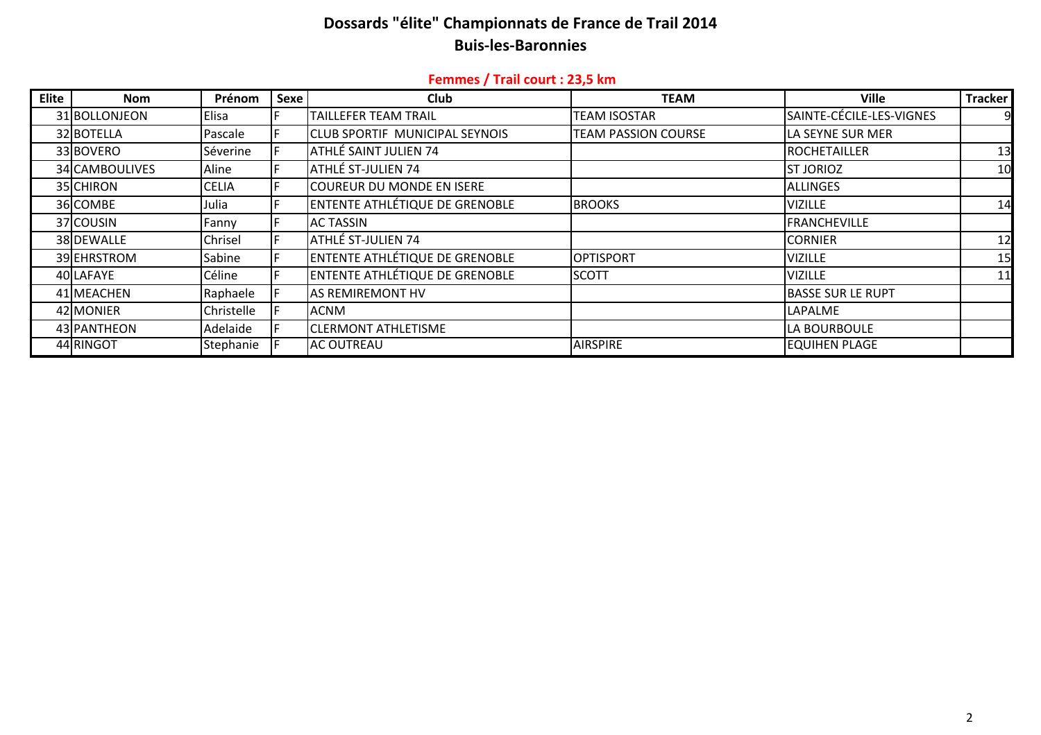# Dossards "élite" Championnats de France de Trail 2014

## Buis-les-Baronnies

### Femmes / Trail court : 23,5 km

| Elite | Nom | Prénom | Sexe | Club | TEAM | Ville | Tracker |
|---|---|---|---|---|---|---|---|
| 31 | BOLLONJEON | Elisa | F | TAILLEFER TEAM TRAIL | TEAM ISOSTAR | SAINTE-CÉCILE-LES-VIGNES | 9 |
| 32 | BOTELLA | Pascale | F | CLUB SPORTIF MUNICIPAL SEYNOIS | TEAM PASSION COURSE | LA SEYNE SUR MER | |
| 33 | BOVERO | Séverine | F | ATHLÉ SAINT JULIEN 74 | | ROCHETAILLER | 13 |
| 34 | CAMBOULIVES | Aline | F | ATHLÉ ST-JULIEN 74 | | ST JORIOZ | 10 |
| 35 | CHIRON | CELIA | F | COUREUR DU MONDE EN ISERE | | ALLINGES | |
| 36 | COMBE | Julia | F | ENTENTE ATHLÉTIQUE DE GRENOBLE | BROOKS | VIZILLE | 14 |
| 37 | COUSIN | Fanny | F | AC TASSIN | | FRANCHEVILLE | |
| 38 | DEWALLE | Chrisel | F | ATHLÉ ST-JULIEN 74 | | CORNIER | 12 |
| 39 | EHRSTROM | Sabine | F | ENTENTE ATHLÉTIQUE DE GRENOBLE | OPTISPORT | VIZILLE | 15 |
| 40 | LAFAYE | Céline | F | ENTENTE ATHLÉTIQUE DE GRENOBLE | SCOTT | VIZILLE | 11 |
| 41 | MEACHEN | Raphaele | F | AS REMIREMONT HV | | BASSE SUR LE RUPT | |
| 42 | MONIER | Christelle | F | ACNM | | LAPALME | |
| 43 | PANTHEON | Adelaide | F | CLERMONT ATHLETISME | | LA BOURBOULE | |
| 44 | RINGOT | Stephanie | F | AC OUTREAU | AIRSPIRE | EQUIHEN PLAGE | |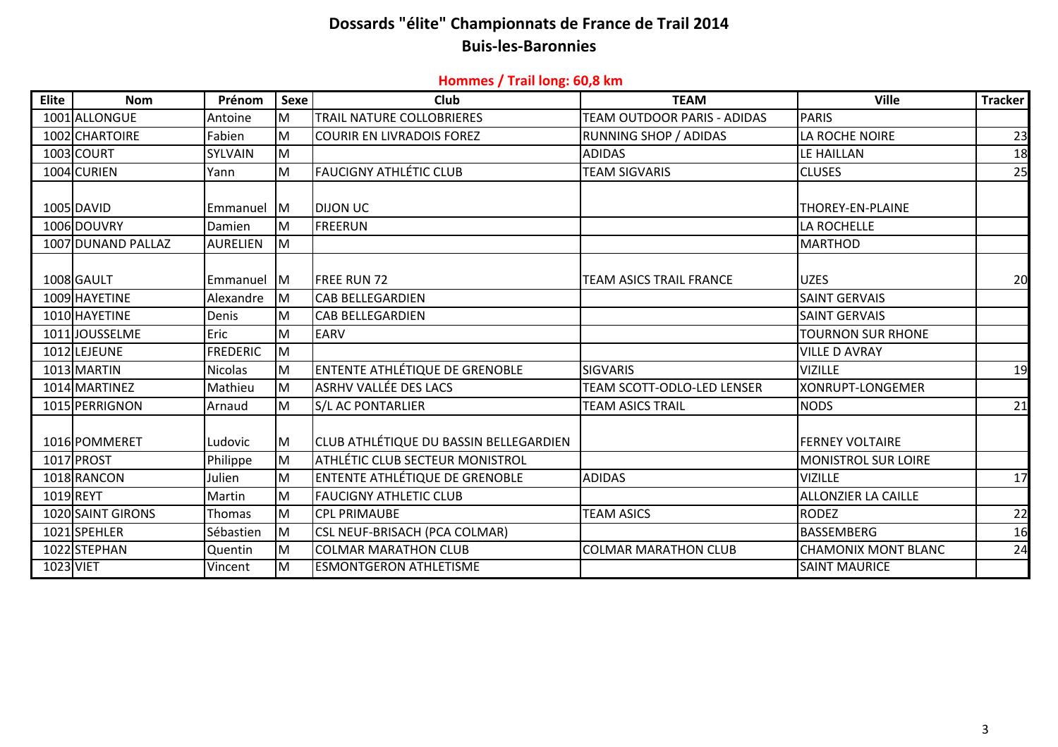# Dossards "élite" Championnats de France de Trail 2014

## Buis-les-Baronnies

### Hommes / Trail long: 60,8 km

| Elite | Nom | Prénom | Sexe | Club | TEAM | Ville | Tracker |
|---|---|---|---|---|---|---|---|
| 1001 | ALLONGUE | Antoine | M | TRAIL NATURE COLLOBRIERES | TEAM OUTDOOR PARIS - ADIDAS | PARIS | |
| 1002 | CHARTOIRE | Fabien | M | COURIR EN LIVRADOIS FOREZ | RUNNING SHOP / ADIDAS | LA ROCHE NOIRE | 23 |
| 1003 | COURT | SYLVAIN | M | | ADIDAS | LE HAILLAN | 18 |
| 1004 | CURIEN | Yann | M | FAUCIGNY ATHLÉTIC CLUB | TEAM SIGVARIS | CLUSES | 25 |
| 1005 | DAVID | Emmanuel | M | DIJON UC | | THOREY-EN-PLAINE | |
| 1006 | DOUVRY | Damien | M | FREERUN | | LA ROCHELLE | |
| 1007 | DUNAND PALLAZ | AURELIEN | M | | | MARTHOD | |
| 1008 | GAULT | Emmanuel | M | FREE RUN 72 | TEAM ASICS TRAIL FRANCE | UZES | 20 |
| 1009 | HAYETINE | Alexandre | M | CAB BELLEGARDIEN | | SAINT GERVAIS | |
| 1010 | HAYETINE | Denis | M | CAB BELLEGARDIEN | | SAINT GERVAIS | |
| 1011 | JOUSSELME | Eric | M | EARV | | TOURNON SUR RHONE | |
| 1012 | LEJEUNE | FREDERIC | M | | | VILLE D AVRAY | |
| 1013 | MARTIN | Nicolas | M | ENTENTE ATHLÉTIQUE DE GRENOBLE | SIGVARIS | VIZILLE | 19 |
| 1014 | MARTINEZ | Mathieu | M | ASRHV VALLÉE DES LACS | TEAM SCOTT-ODLO-LED LENSER | XONRUPT-LONGEMER | |
| 1015 | PERRIGNON | Arnaud | M | S/L AC PONTARLIER | TEAM ASICS TRAIL | NODS | 21 |
| 1016 | POMMERET | Ludovic | M | CLUB ATHLÉTIQUE DU BASSIN BELLEGARDIEN | | FERNEY VOLTAIRE | |
| 1017 | PROST | Philippe | M | ATHLÉTIC CLUB SECTEUR MONISTROL | | MONISTROL SUR LOIRE | |
| 1018 | RANCON | Julien | M | ENTENTE ATHLÉTIQUE DE GRENOBLE | ADIDAS | VIZILLE | 17 |
| 1019 | REYT | Martin | M | FAUCIGNY ATHLETIC CLUB | | ALLONZIER LA CAILLE | |
| 1020 | SAINT GIRONS | Thomas | M | CPL PRIMAUBE | TEAM ASICS | RODEZ | 22 |
| 1021 | SPEHLER | Sébastien | M | CSL NEUF-BRISACH (PCA COLMAR) | | BASSEMBERG | 16 |
| 1022 | STEPHAN | Quentin | M | COLMAR MARATHON CLUB | COLMAR MARATHON CLUB | CHAMONIX MONT BLANC | 24 |
| 1023 | VIET | Vincent | M | ESMONTGERON ATHLETISME | | SAINT MAURICE | |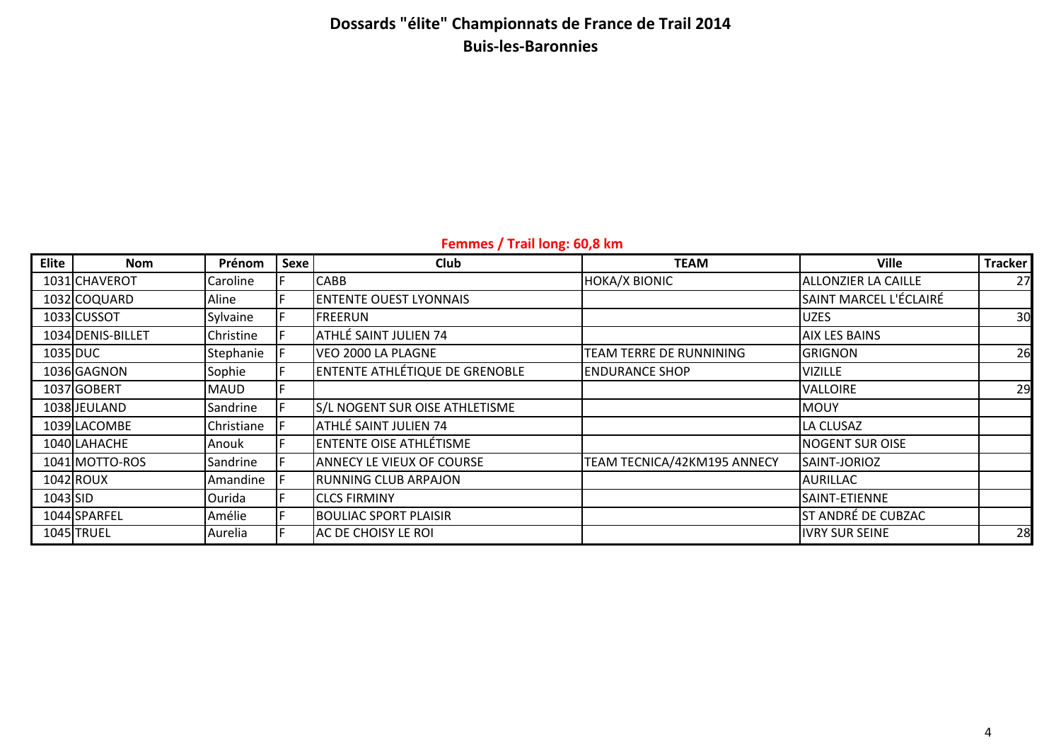# Dossards "élite" Championnats de France de Trail 2014
## Buis-les-Baronnies

### Femmes / Trail long: 60,8 km

| Elite | Nom | Prénom | Sexe | Club | TEAM | Ville | Tracker |
|---|---|---|---|---|---|---|---|
| 1031 | CHAVEROT | Caroline | F | CABB | HOKA/X BIONIC | ALLONZIER LA CAILLE | 27 |
| 1032 | COQUARD | Aline | F | ENTENTE OUEST LYONNAIS | | SAINT MARCEL L'ÉCLAIRÉ | |
| 1033 | CUSSOT | Sylvaine | F | FREERUN | | UZES | 30 |
| 1034 | DENIS-BILLET | Christine | F | ATHLÉ SAINT JULIEN 74 | | AIX LES BAINS | |
| 1035 | DUC | Stephanie | F | VEO 2000 LA PLAGNE | TEAM TERRE DE RUNNINING | GRIGNON | 26 |
| 1036 | GAGNON | Sophie | F | ENTENTE ATHLÉTIQUE DE GRENOBLE | ENDURANCE SHOP | VIZILLE | |
| 1037 | GOBERT | MAUD | F | | | VALLOIRE | 29 |
| 1038 | JEULAND | Sandrine | F | S/L NOGENT SUR OISE ATHLETISME | | MOUY | |
| 1039 | LACOMBE | Christiane | F | ATHLÉ SAINT JULIEN 74 | | LA CLUSAZ | |
| 1040 | LAHACHE | Anouk | F | ENTENTE OISE ATHLÉTISME | | NOGENT SUR OISE | |
| 1041 | MOTTO-ROS | Sandrine | F | ANNECY LE VIEUX OF COURSE | TEAM TECNICA/42KM195 ANNECY | SAINT-JORIOZ | |
| 1042 | ROUX | Amandine | F | RUNNING CLUB ARPAJON | | AURILLAC | |
| 1043 | SID | Ourida | F | CLCS FIRMINY | | SAINT-ETIENNE | |
| 1044 | SPARFEL | Amélie | F | BOULIAC SPORT PLAISIR | | ST ANDRÉ DE CUBZAC | |
| 1045 | TRUEL | Aurelia | F | AC DE CHOISY LE ROI | | IVRY SUR SEINE | 28 |